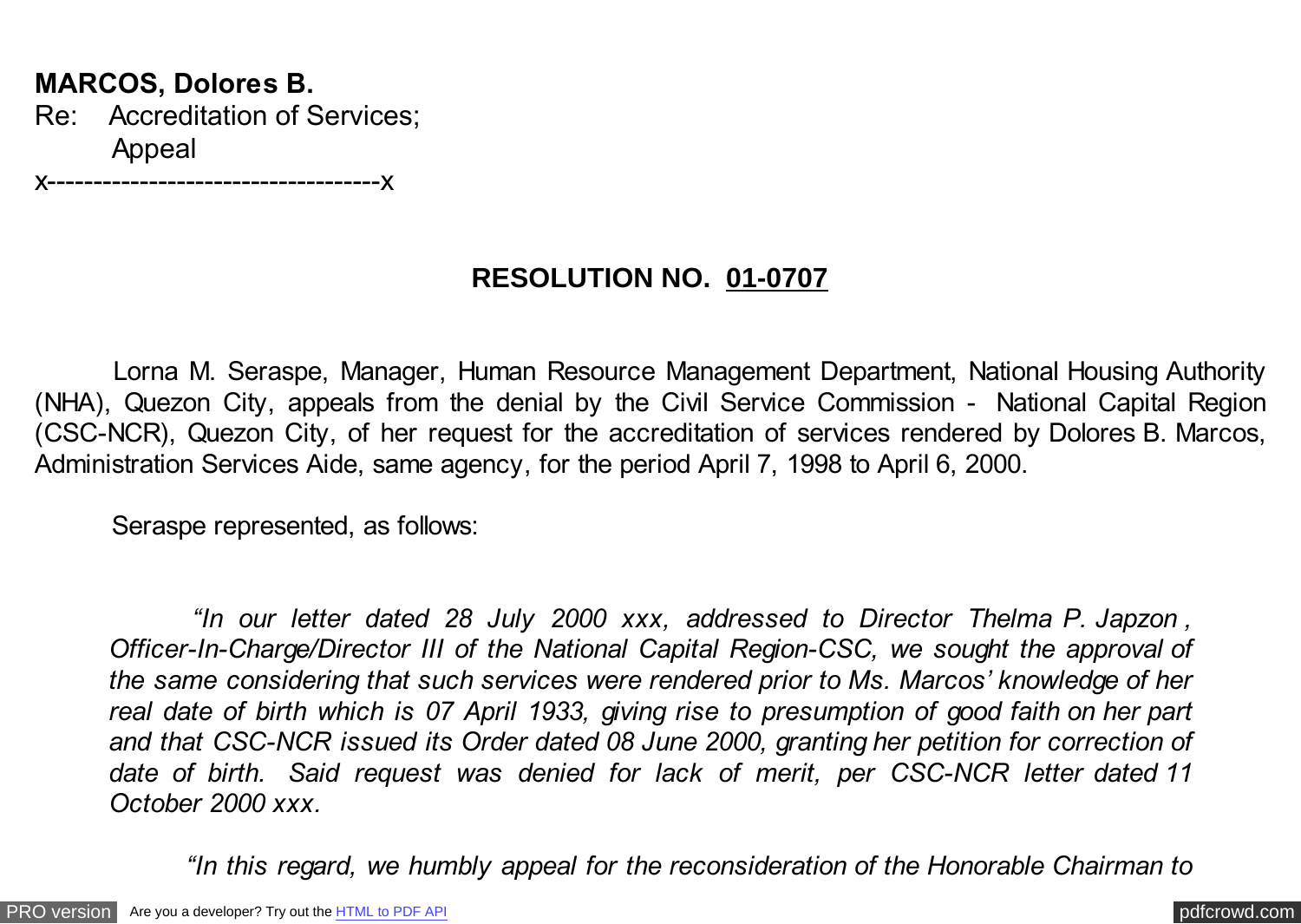**MARCOS, Dolores B.**
Re: Accreditation of Services;
Appeal
x------------------------------------x

**RESOLUTION NO. 01-0707**

Lorna M. Seraspe, Manager, Human Resource Management Department, National Housing Authority (NHA), Quezon City, appeals from the denial by the Civil Service Commission - National Capital Region (CSC-NCR), Quezon City, of her request for the accreditation of services rendered by Dolores B. Marcos, Administration Services Aide, same agency, for the period April 7, 1998 to April 6, 2000.

Seraspe represented, as follows:

> *"In our letter dated 28 July 2000 xxx, addressed to Director Thelma P. Japzon , Officer-In-Charge/Director III of the National Capital Region-CSC, we sought the approval of the same considering that such services were rendered prior to Ms. Marcos' knowledge of her real date of birth which is 07 April 1933, giving rise to presumption of good faith on her part and that CSC-NCR issued its Order dated 08 June 2000, granting her petition for correction of date of birth. Said request was denied for lack of merit, per CSC-NCR letter dated 11 October 2000 xxx.*
>
> *"In this regard, we humbly appeal for the reconsideration of the Honorable Chairman to*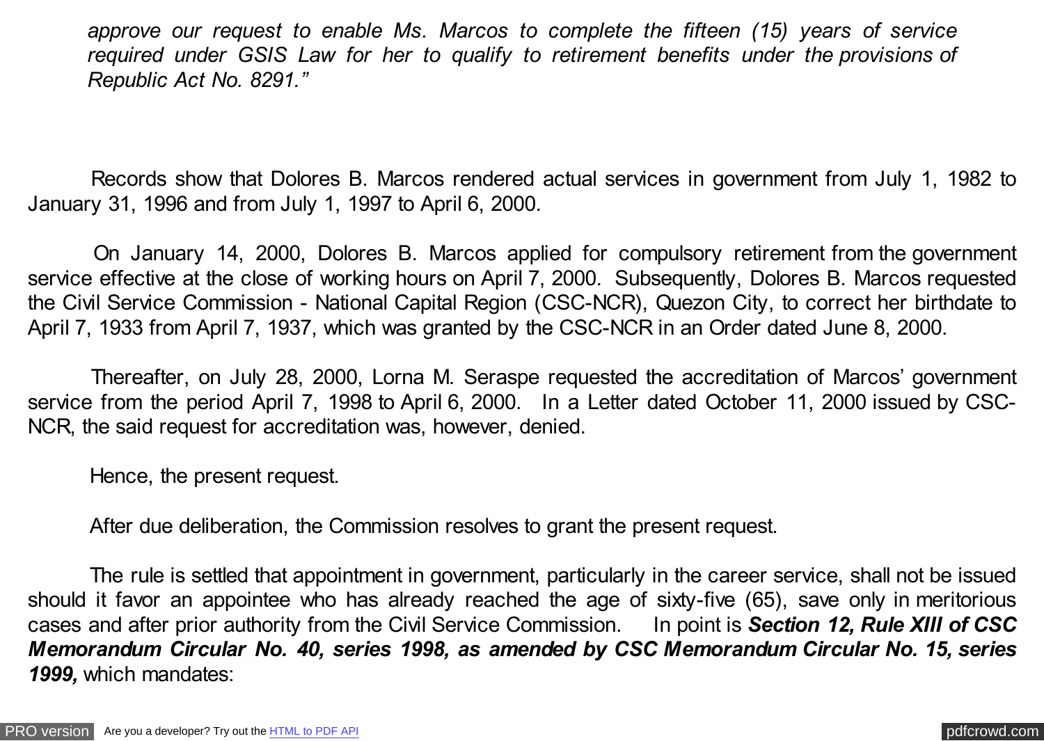*approve our request to enable Ms. Marcos to complete the fifteen (15) years of service required under GSIS Law for her to qualify to retirement benefits under the provisions of Republic Act No. 8291."*

Records show that Dolores B. Marcos rendered actual services in government from July 1, 1982 to January 31, 1996 and from July 1, 1997 to April 6, 2000.

On January 14, 2000, Dolores B. Marcos applied for compulsory retirement from the government service effective at the close of working hours on April 7, 2000. Subsequently, Dolores B. Marcos requested the Civil Service Commission - National Capital Region (CSC-NCR), Quezon City, to correct her birthdate to April 7, 1933 from April 7, 1937, which was granted by the CSC-NCR in an Order dated June 8, 2000.

Thereafter, on July 28, 2000, Lorna M. Seraspe requested the accreditation of Marcos' government service from the period April 7, 1998 to April 6, 2000. In a Letter dated October 11, 2000 issued by CSC-NCR, the said request for accreditation was, however, denied.

Hence, the present request.

After due deliberation, the Commission resolves to grant the present request.

The rule is settled that appointment in government, particularly in the career service, shall not be issued should it favor an appointee who has already reached the age of sixty-five (65), save only in meritorious cases and after prior authority from the Civil Service Commission. In point is ***Section 12, Rule XIII of CSC Memorandum Circular No. 40, series 1998, as amended by CSC Memorandum Circular No. 15, series 1999,*** which mandates: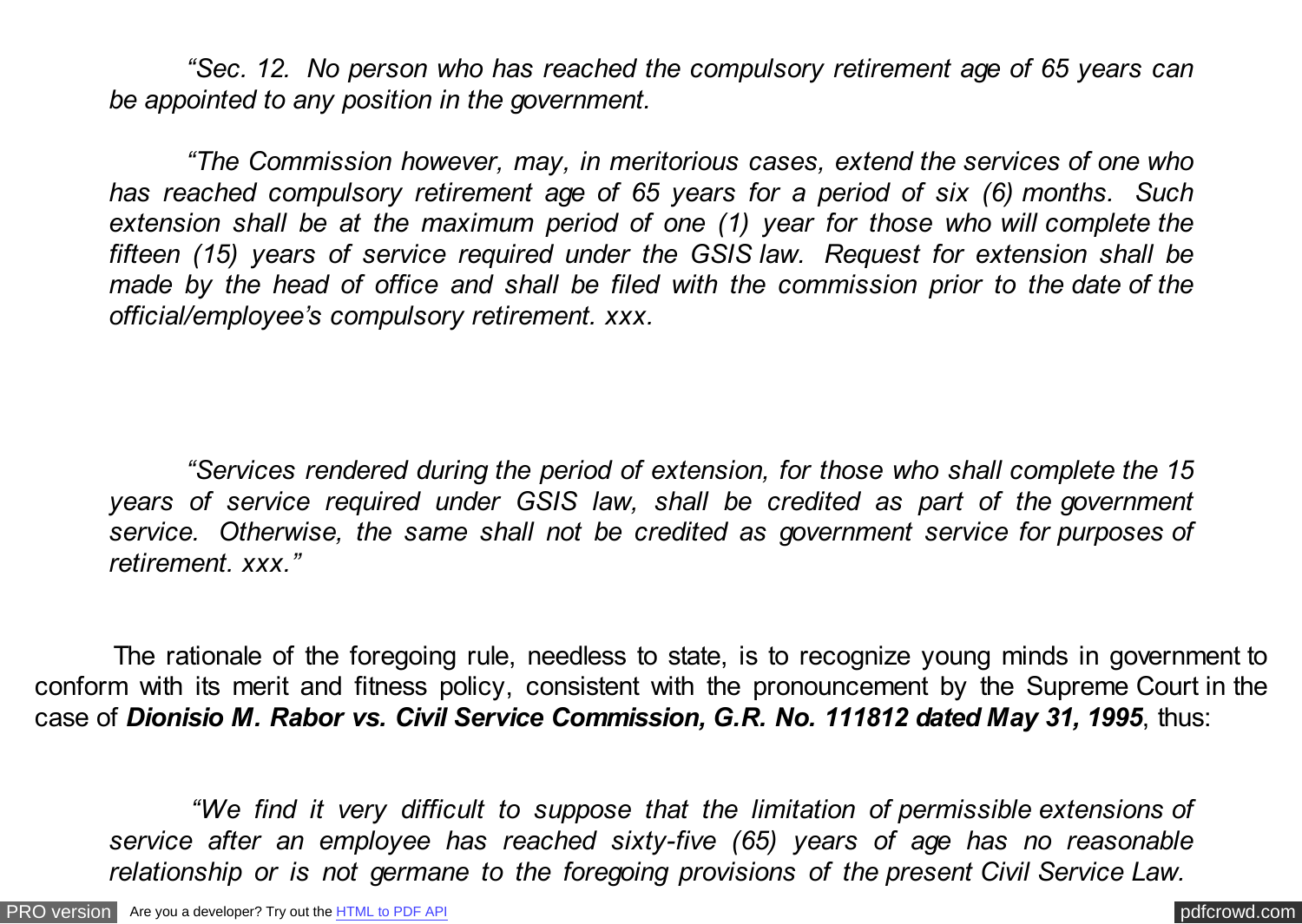*"Sec. 12. No person who has reached the compulsory retirement age of 65 years can be appointed to any position in the government.*

*"The Commission however, may, in meritorious cases, extend the services of one who has reached compulsory retirement age of 65 years for a period of six (6) months. Such extension shall be at the maximum period of one (1) year for those who will complete the fifteen (15) years of service required under the GSIS law. Request for extension shall be made by the head of office and shall be filed with the commission prior to the date of the official/employee's compulsory retirement. xxx.*

*"Services rendered during the period of extension, for those who shall complete the 15 years of service required under GSIS law, shall be credited as part of the government service. Otherwise, the same shall not be credited as government service for purposes of retirement. xxx."*

The rationale of the foregoing rule, needless to state, is to recognize young minds in government to conform with its merit and fitness policy, consistent with the pronouncement by the Supreme Court in the case of ***Dionisio M. Rabor vs. Civil Service Commission, G.R. No. 111812 dated May 31, 1995***, thus:

*"We find it very difficult to suppose that the limitation of permissible extensions of service after an employee has reached sixty-five (65) years of age has no reasonable relationship or is not germane to the foregoing provisions of the present Civil Service Law.*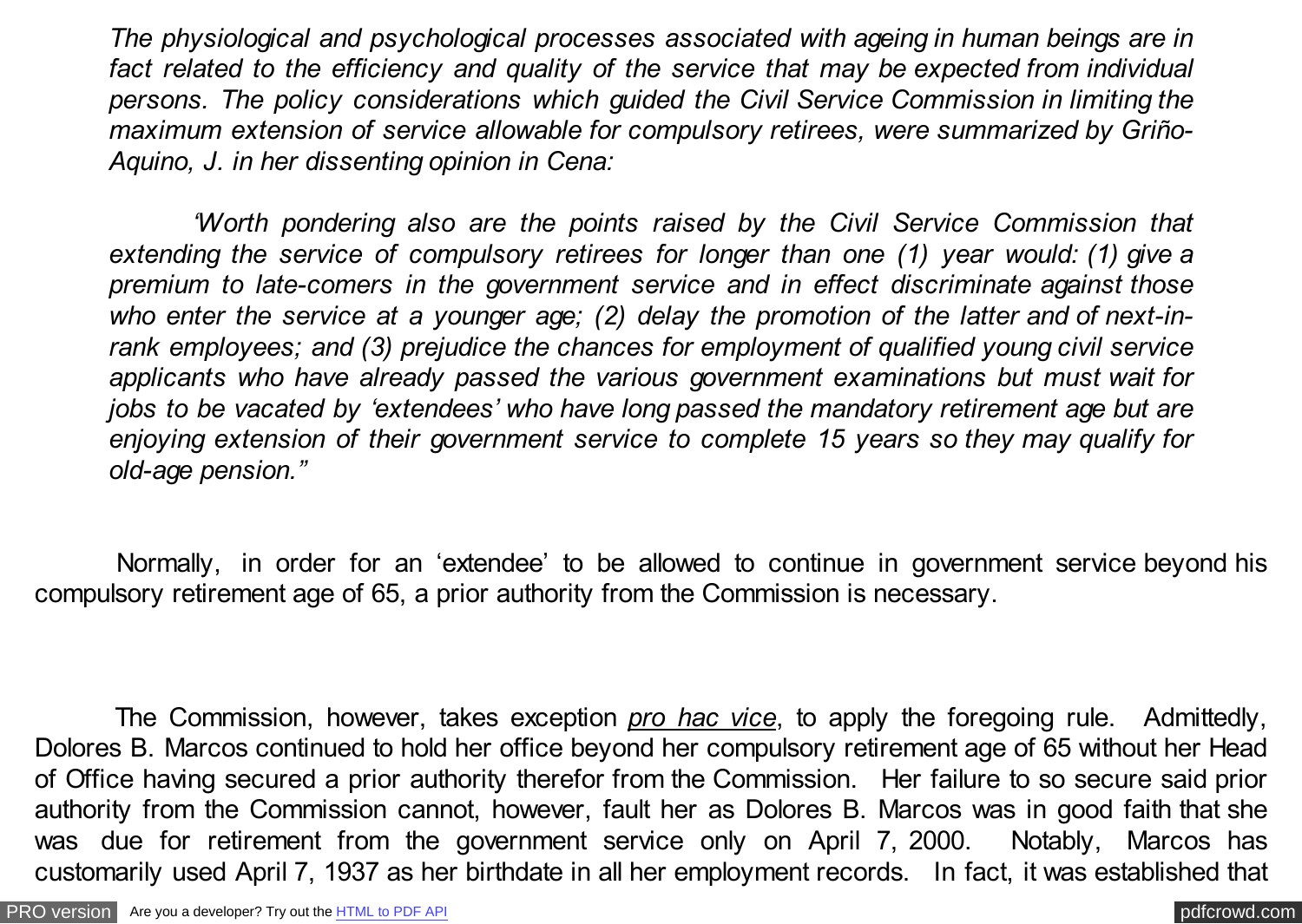*The physiological and psychological processes associated with ageing in human beings are in fact related to the efficiency and quality of the service that may be expected from individual persons. The policy considerations which guided the Civil Service Commission in limiting the maximum extension of service allowable for compulsory retirees, were summarized by Griño-Aquino, J. in her dissenting opinion in Cena:*

> *'Worth pondering also are the points raised by the Civil Service Commission that extending the service of compulsory retirees for longer than one (1) year would: (1) give a premium to late-comers in the government service and in effect discriminate against those who enter the service at a younger age; (2) delay the promotion of the latter and of next-in-rank employees; and (3) prejudice the chances for employment of qualified young civil service applicants who have already passed the various government examinations but must wait for jobs to be vacated by 'extendees' who have long passed the mandatory retirement age but are enjoying extension of their government service to complete 15 years so they may qualify for old-age pension."*

Normally, in order for an 'extendee' to be allowed to continue in government service beyond his compulsory retirement age of 65, a prior authority from the Commission is necessary.

The Commission, however, takes exception ***pro hac vice***, to apply the foregoing rule. Admittedly, Dolores B. Marcos continued to hold her office beyond her compulsory retirement age of 65 without her Head of Office having secured a prior authority therefor from the Commission. Her failure to so secure said prior authority from the Commission cannot, however, fault her as Dolores B. Marcos was in good faith that she was due for retirement from the government service only on April 7, 2000. Notably, Marcos has customarily used April 7, 1937 as her birthdate in all her employment records. In fact, it was established that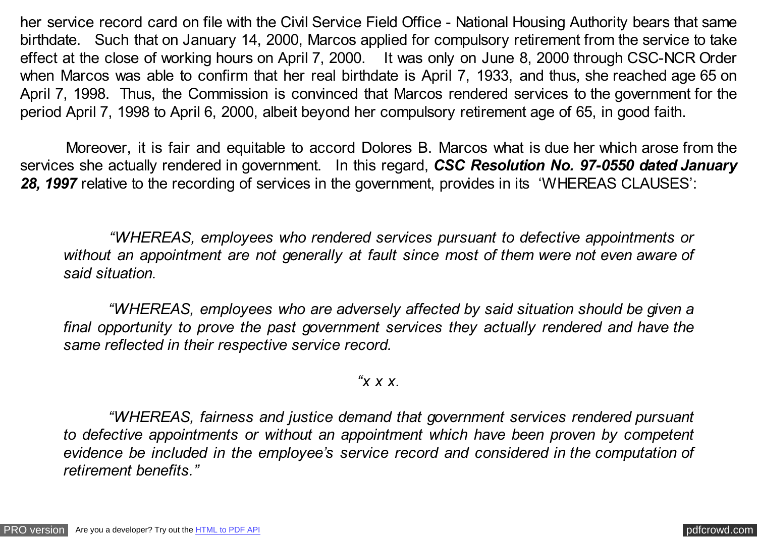her service record card on file with the Civil Service Field Office - National Housing Authority bears that same birthdate. Such that on January 14, 2000, Marcos applied for compulsory retirement from the service to take effect at the close of working hours on April 7, 2000. It was only on June 8, 2000 through CSC-NCR Order when Marcos was able to confirm that her real birthdate is April 7, 1933, and thus, she reached age 65 on April 7, 1998. Thus, the Commission is convinced that Marcos rendered services to the government for the period April 7, 1998 to April 6, 2000, albeit beyond her compulsory retirement age of 65, in good faith.

Moreover, it is fair and equitable to accord Dolores B. Marcos what is due her which arose from the services she actually rendered in government. In this regard, ***CSC Resolution No. 97-0550 dated January 28, 1997*** relative to the recording of services in the government, provides in its 'WHEREAS CLAUSES':

> *"WHEREAS, employees who rendered services pursuant to defective appointments or without an appointment are not generally at fault since most of them were not even aware of said situation.*
>
> *"WHEREAS, employees who are adversely affected by said situation should be given a final opportunity to prove the past government services they actually rendered and have the same reflected in their respective service record.*
>
> *"x x x.*
>
> *"WHEREAS, fairness and justice demand that government services rendered pursuant to defective appointments or without an appointment which have been proven by competent evidence be included in the employee's service record and considered in the computation of retirement benefits."*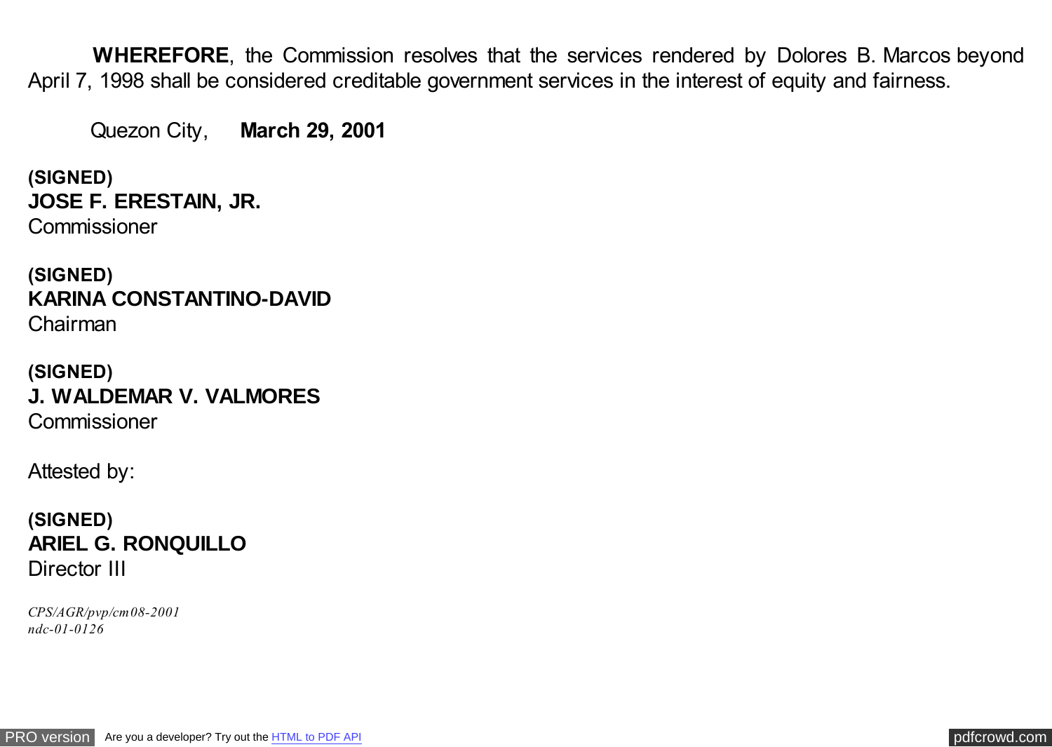**WHEREFORE**, the Commission resolves that the services rendered by Dolores B. Marcos beyond April 7, 1998 shall be considered creditable government services in the interest of equity and fairness.

Quezon City, **March 29, 2001**

**(SIGNED)**
**JOSE F. ERESTAIN, JR.**
Commissioner

**(SIGNED)**
**KARINA CONSTANTINO-DAVID**
Chairman

**(SIGNED)**
**J. WALDEMAR V. VALMORES**
Commissioner

Attested by:

**(SIGNED)**
**ARIEL G. RONQUILLO**
Director III

*CPS/AGR/pvp/cm08-2001*
*ndc-01-0126*